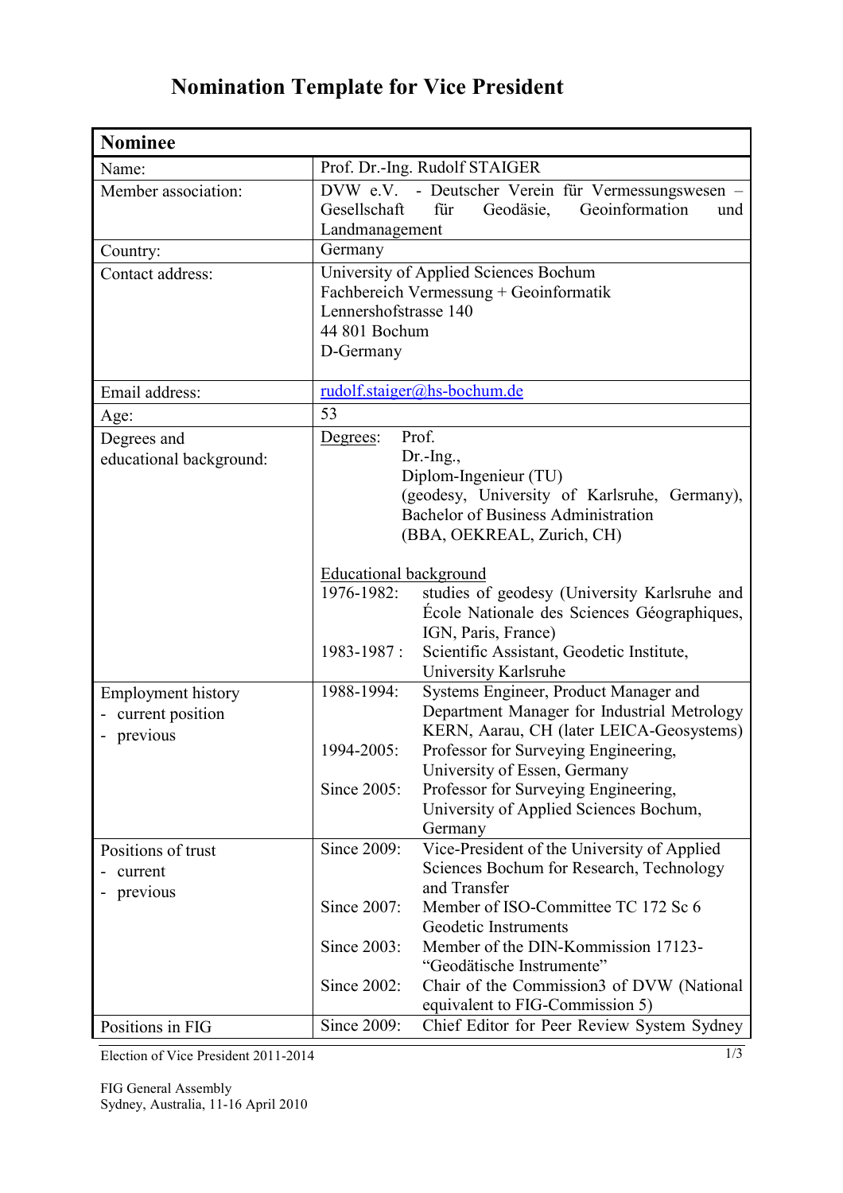# Nomination Template for Vice President

| **Nominee** | |
|---|---|
| Name: | Prof. Dr.-Ing. Rudolf STAIGER |
| Member association: | DVW e.V. - Deutscher Verein für Vermessungswesen – Gesellschaft für Geodäsie, Geoinformation und Landmanagement |
| Country: | Germany |
| Contact address: | University of Applied Sciences Bochum<br>Fachbereich Vermessung + Geoinformatik<br>Lennershofstrasse 140<br>44 801 Bochum<br>D-Germany |
| Email address: | rudolf.staiger@hs-bochum.de |
| Age: | 53 |
| Degrees and educational background: | Degrees: Prof.<br>Dr.-Ing.,<br>Diplom-Ingenieur (TU)<br>(geodesy, University of Karlsruhe, Germany),<br>Bachelor of Business Administration<br>(BBA, OEKREAL, Zurich, CH)<br><br>Educational background<br>1976-1982: studies of geodesy (University Karlsruhe and École Nationale des Sciences Géographiques, IGN, Paris, France)<br>1983-1987 : Scientific Assistant, Geodetic Institute, University Karlsruhe |
| Employment history<br>- current position<br>- previous | 1988-1994: Systems Engineer, Product Manager and Department Manager for Industrial Metrology KERN, Aarau, CH (later LEICA-Geosystems)<br>1994-2005: Professor for Surveying Engineering, University of Essen, Germany<br>Since 2005: Professor for Surveying Engineering, University of Applied Sciences Bochum, Germany |
| Positions of trust<br>- current<br>- previous | Since 2009: Vice-President of the University of Applied Sciences Bochum for Research, Technology and Transfer<br>Since 2007: Member of ISO-Committee TC 172 Sc 6 Geodetic Instruments<br>Since 2003: Member of the DIN-Kommission 17123-"Geodätische Instrumente"<br>Since 2002: Chair of the Commission3 of DVW (National equivalent to FIG-Commission 5) |
| Positions in FIG | Since 2009: Chief Editor for Peer Review System Sydney |

Election of Vice President 2011-2014

FIG General Assembly
Sydney, Australia, 11-16 April 2010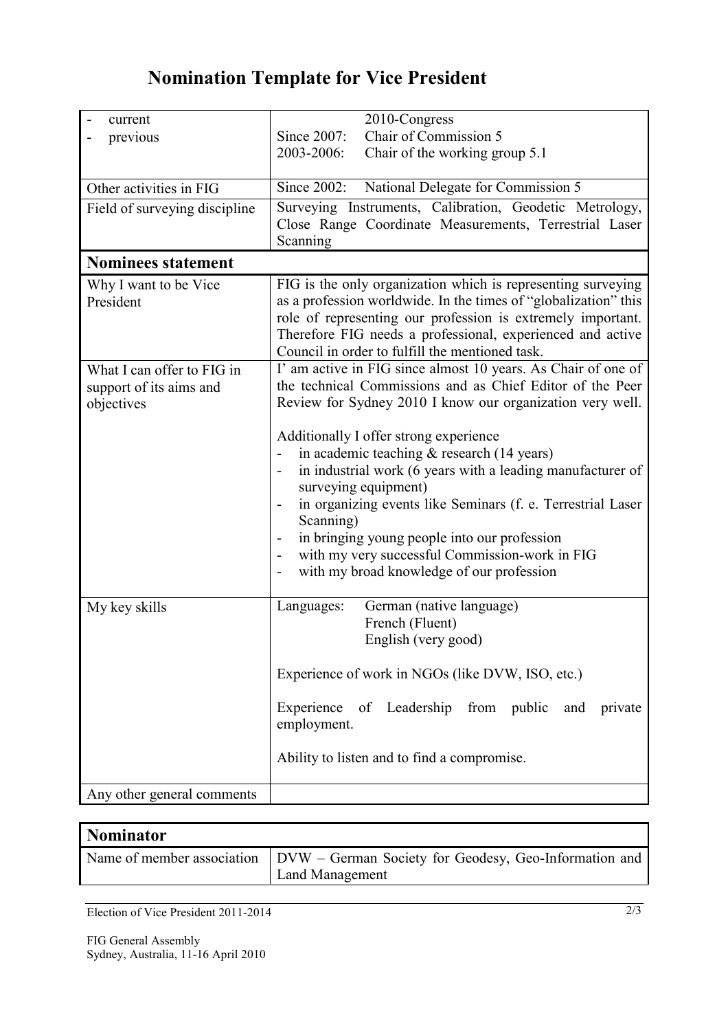# Nomination Template for Vice President

| | |
|---|---|
| - current<br>- previous | 2010-Congress<br>Since 2007: Chair of Commission 5<br>2003-2006: Chair of the working group 5.1 |
| Other activities in FIG | Since 2002: National Delegate for Commission 5 |
| Field of surveying discipline | Surveying Instruments, Calibration, Geodetic Metrology, Close Range Coordinate Measurements, Terrestrial Laser Scanning |
| **Nominees statement** | |
| Why I want to be Vice President | FIG is the only organization which is representing surveying as a profession worldwide. In the times of "globalization" this role of representing our profession is extremely important. Therefore FIG needs a professional, experienced and active Council in order to fulfill the mentioned task. |
| What I can offer to FIG in support of its aims and objectives | I' am active in FIG since almost 10 years. As Chair of one of the technical Commissions and as Chief Editor of the Peer Review for Sydney 2010 I know our organization very well.<br><br>Additionally I offer strong experience<br>- in academic teaching & research (14 years)<br>- in industrial work (6 years with a leading manufacturer of surveying equipment)<br>- in organizing events like Seminars (f. e. Terrestrial Laser Scanning)<br>- in bringing young people into our profession<br>- with my very successful Commission-work in FIG<br>- with my broad knowledge of our profession |
| My key skills | Languages: German (native language)<br>French (Fluent)<br>English (very good)<br><br>Experience of work in NGOs (like DVW, ISO, etc.)<br><br>Experience of Leadership from public and private employment.<br><br>Ability to listen and to find a compromise. |
| Any other general comments | |

| **Nominator** | |
|---|---|
| Name of member association | DVW – German Society for Geodesy, Geo-Information and Land Management |

Election of Vice President 2011-2014

FIG General Assembly
Sydney, Australia, 11-16 April 2010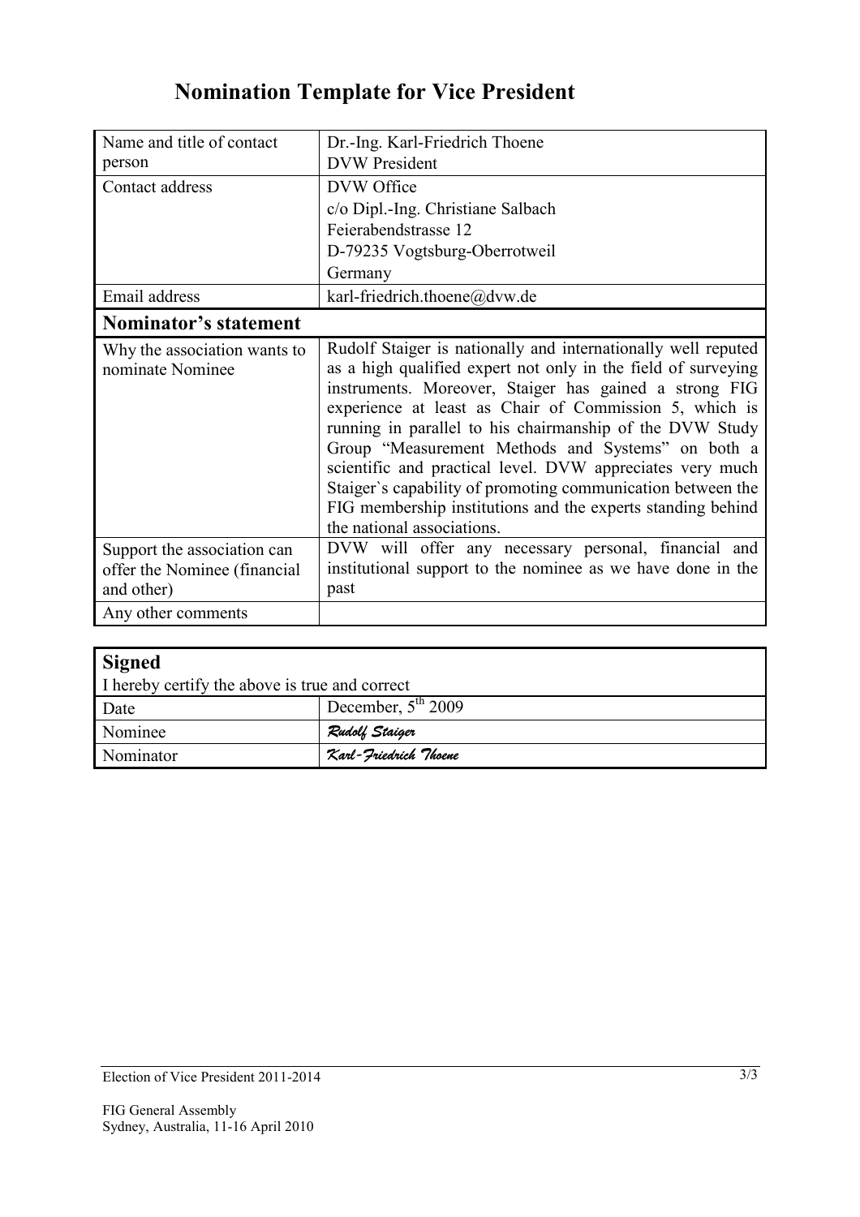# Nomination Template for Vice President

| | |
|---|---|
| Name and title of contact person | Dr.-Ing. Karl-Friedrich Thoene<br>DVW President |
| Contact address | DVW Office<br>c/o Dipl.-Ing. Christiane Salbach<br>Feierabendstrasse 12<br>D-79235 Vogtsburg-Oberrotweil<br>Germany |
| Email address | karl-friedrich.thoene@dvw.de |
| **Nominator's statement** | |
| Why the association wants to nominate Nominee | Rudolf Staiger is nationally and internationally well reputed as a high qualified expert not only in the field of surveying instruments. Moreover, Staiger has gained a strong FIG experience at least as Chair of Commission 5, which is running in parallel to his chairmanship of the DVW Study Group "Measurement Methods and Systems" on both a scientific and practical level. DVW appreciates very much Staiger`s capability of promoting communication between the FIG membership institutions and the experts standing behind the national associations. |
| Support the association can offer the Nominee (financial and other) | DVW will offer any necessary personal, financial and institutional support to the nominee as we have done in the past |
| Any other comments | |

| **Signed** | |
|---|---|
| I hereby certify the above is true and correct | |
| Date | December, 5th 2009 |
| Nominee | *Rudolf Staiger* |
| Nominator | *Karl-Friedrich Thoene* |

Election of Vice President 2011-2014

FIG General Assembly
Sydney, Australia, 11-16 April 2010